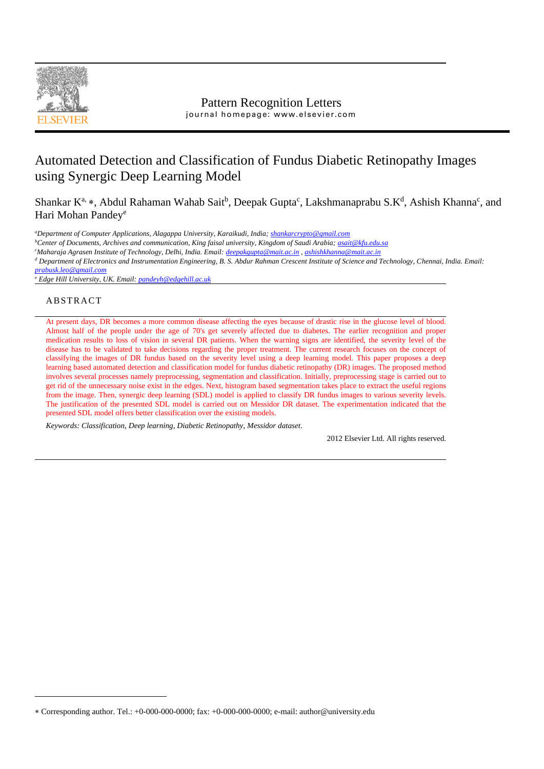Pattern Recognition Letters

journal homepage: www.elsevier.com

# Automated Detection and Classification of Fundus Diabetic Retinopathy Images using Synergic Deep Learning Model

Shankar K[a], *, Abdul Rahaman Wahab Sait[b], Deepak Gupta[c], Lakshmanaprabu S.K[d], Ashish Khanna[c], and Hari Mohan Pandey[e]

[a] *Department of Computer Applications, Alagappa University, Karaikudi, India; shankarcrypto@gmail.com*

[b] *Center of Documents, Archives and communication, King faisal university, Kingdom of Saudi Arabia; asait@kfu.edu.sa*

[c] *Maharaja Agrasen Institute of Technology, Delhi, India. Email: deepakgupta@mait.ac.in , ashishkhanna@mait.ac.in*

[d] *Department of Electronics and Instrumentation Engineering, B. S. Abdur Rahman Crescent Institute of Science and Technology, Chennai, India. Email: prabusk.leo@gmail.com*

[e] *Edge Hill University, UK. Email: pandeyh@edgehill.ac.uk*

## ABSTRACT

At present days, DR becomes a more common disease affecting the eyes because of drastic rise in the glucose level of blood. Almost half of the people under the age of 70's get severely affected due to diabetes. The earlier recognition and proper medication results to loss of vision in several DR patients. When the warning signs are identified, the severity level of the disease has to be validated to take decisions regarding the proper treatment. The current research focuses on the concept of classifying the images of DR fundus based on the severity level using a deep learning model. This paper proposes a deep learning based automated detection and classification model for fundus diabetic retinopathy (DR) images. The proposed method involves several processes namely preprocessing, segmentation and classification. Initially, preprocessing stage is carried out to get rid of the unnecessary noise exist in the edges. Next, histogram based segmentation takes place to extract the useful regions from the image. Then, synergic deep learning (SDL) model is applied to classify DR fundus images to various severity levels. The justification of the presented SDL model is carried out on Messidor DR dataset. The experimentation indicated that the presented SDL model offers better classification over the existing models.

*Keywords: Classification, Deep learning, Diabetic Retinopathy, Messidor dataset.*

2012 Elsevier Ltd. All rights reserved.

---

* Corresponding author. Tel.: +0-000-000-0000; fax: +0-000-000-0000; e-mail: author@university.edu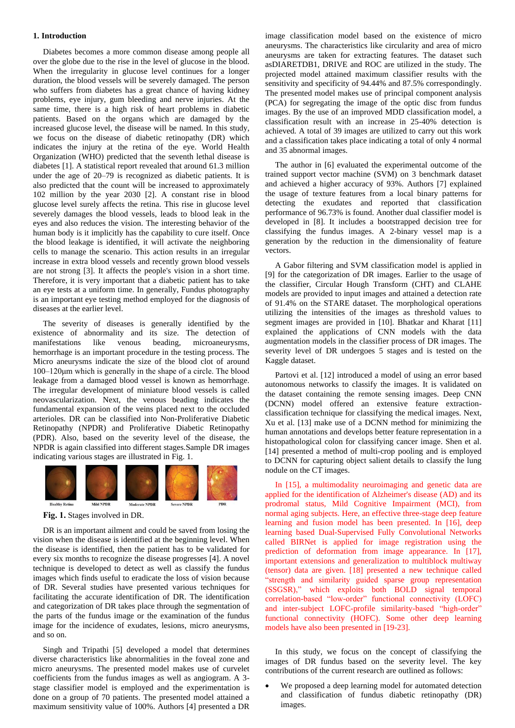## 1. Introduction

Diabetes becomes a more common disease among people all over the globe due to the rise in the level of glucose in the blood. When the irregularity in glucose level continues for a longer duration, the blood vessels will be severely damaged. The person who suffers from diabetes has a great chance of having kidney problems, eye injury, gum bleeding and nerve injuries. At the same time, there is a high risk of heart problems in diabetic patients. Based on the organs which are damaged by the increased glucose level, the disease will be named. In this study, we focus on the disease of diabetic retinopathy (DR) which indicates the injury at the retina of the eye. World Health Organization (WHO) predicted that the seventh lethal disease is diabetes [1]. A statistical report revealed that around 61.3 million under the age of 20–79 is recognized as diabetic patients. It is also predicted that the count will be increased to approximately 102 million by the year 2030 [2]. A constant rise in blood glucose level surely affects the retina. This rise in glucose level severely damages the blood vessels, leads to blood leak in the eyes and also reduces the vision. The interesting behavior of the human body is it implicitly has the capability to cure itself. Once the blood leakage is identified, it will activate the neighboring cells to manage the scenario. This action results in an irregular increase in extra blood vessels and recently grown blood vessels are not strong [3]. It affects the people's vision in a short time. Therefore, it is very important that a diabetic patient has to take an eye tests at a uniform time. In generally, Fundus photography is an important eye testing method employed for the diagnosis of diseases at the earlier level.

The severity of diseases is generally identified by the existence of abnormality and its size. The detection of manifestations like venous beading, microaneurysms, hemorrhage is an important procedure in the testing process. The Micro aneurysms indicate the size of the blood clot of around 100–120μm which is generally in the shape of a circle. The blood leakage from a damaged blood vessel is known as hemorrhage. The irregular development of miniature blood vessels is called neovascularization. Next, the venous beading indicates the fundamental expansion of the veins placed next to the occluded arterioles. DR can be classified into Non-Proliferative Diabetic Retinopathy (NPDR) and Proliferative Diabetic Retinopathy (PDR). Also, based on the severity level of the disease, the NPDR is again classified into different stages.Sample DR images indicating various stages are illustrated in Fig. 1.

Healthy Retina | Mild NPDR | Moderate NPDR | Severe NPDR | PDR

**Fig. 1.** Stages involved in DR.

DR is an important ailment and could be saved from losing the vision when the disease is identified at the beginning level. When the disease is identified, then the patient has to be validated for every six months to recognize the disease progresses [4]. A novel technique is developed to detect as well as classify the fundus images which finds useful to eradicate the loss of vision because of DR. Several studies have presented various techniques for facilitating the accurate identification of DR. The identification and categorization of DR takes place through the segmentation of the parts of the fundus image or the examination of the fundus image for the incidence of exudates, lesions, micro aneurysms, and so on.

Singh and Tripathi [5] developed a model that determines diverse characteristics like abnormalities in the foveal zone and micro aneurysms. The presented model makes use of curvelet coefficients from the fundus images as well as angiogram. A 3-stage classifier model is employed and the experimentation is done on a group of 70 patients. The presented model attained a maximum sensitivity value of 100%. Authors [4] presented a DR image classification model based on the existence of micro aneurysms. The characteristics like circularity and area of micro aneurysms are taken for extracting features. The dataset such asDIARETDB1, DRIVE and ROC are utilized in the study. The projected model attained maximum classifier results with the sensitivity and specificity of 94.44% and 87.5% correspondingly. The presented model makes use of principal component analysis (PCA) for segregating the image of the optic disc from fundus images. By the use of an improved MDD classification model, a classification result with an increase in 25-40% detection is achieved. A total of 39 images are utilized to carry out this work and a classification takes place indicating a total of only 4 normal and 35 abnormal images.

The author in [6] evaluated the experimental outcome of the trained support vector machine (SVM) on 3 benchmark dataset and achieved a higher accuracy of 93%. Authors [7] explained the usage of texture features from a local binary patterns for detecting the exudates and reported that classification performance of 96.73% is found. Another dual classifier model is developed in [8]. It includes a bootstrapped decision tree for classifying the fundus images. A 2-binary vessel map is a generation by the reduction in the dimensionality of feature vectors.

A Gabor filtering and SVM classification model is applied in [9] for the categorization of DR images. Earlier to the usage of the classifier, Circular Hough Transform (CHT) and CLAHE models are provided to input images and attained a detection rate of 91.4% on the STARE dataset. The morphological operations utilizing the intensities of the images as threshold values to segment images are provided in [10]. Bhatkar and Kharat [11] explained the applications of CNN models with the data augmentation models in the classifier process of DR images. The severity level of DR undergoes 5 stages and is tested on the Kaggle dataset.

Partovi et al. [12] introduced a model of using an error based autonomous networks to classify the images. It is validated on the dataset containing the remote sensing images. Deep CNN (DCNN) model offered an extensive feature extraction-classification technique for classifying the medical images. Next, Xu et al. [13] make use of a DCNN method for minimizing the human annotations and develops better feature representation in a histopathological colon for classifying cancer image. Shen et al. [14] presented a method of multi-crop pooling and is employed to DCNN for capturing object salient details to classify the lung nodule on the CT images.

In [15], a multimodality neuroimaging and genetic data are applied for the identification of Alzheimer's disease (AD) and its prodromal status, Mild Cognitive Impairment (MCI), from normal aging subjects. Here, an effective three-stage deep feature learning and fusion model has been presented. In [16], deep learning based Dual-Supervised Fully Convolutional Networks called BIRNet is applied for image registration using the prediction of deformation from image appearance. In [17], important extensions and generalization to multiblock multiway (tensor) data are given. [18] presented a new technique called "strength and similarity guided sparse group representation (SSGSR)," which exploits both BOLD signal temporal correlation-based "low-order" functional connectivity (LOFC) and inter-subject LOFC-profile similarity-based "high-order" functional connectivity (HOFC). Some other deep learning models have also been presented in [19-23].

In this study, we focus on the concept of classifying the images of DR fundus based on the severity level. The key contributions of the current research are outlined as follows:

- We proposed a deep learning model for automated detection and classification of fundus diabetic retinopathy (DR) images.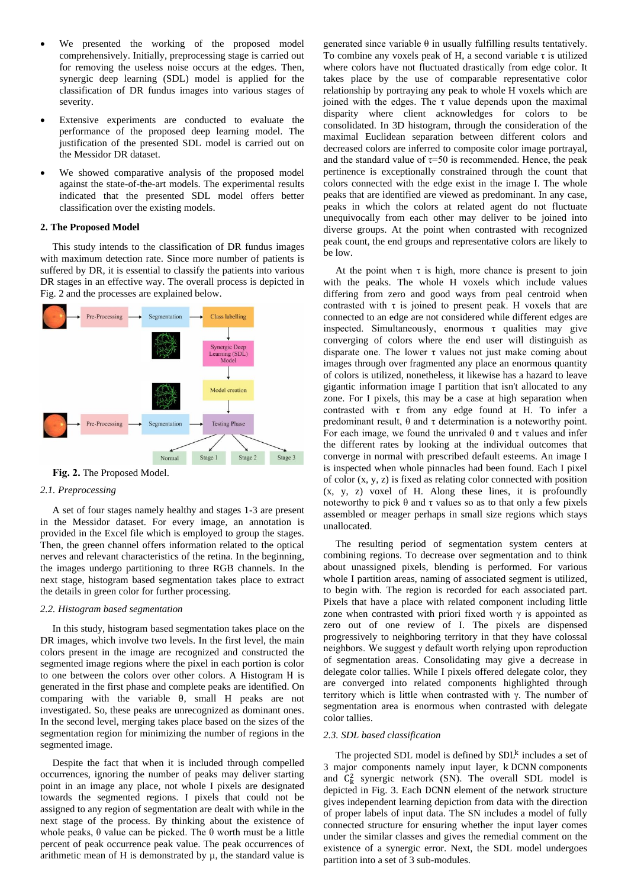- We presented the working of the proposed model comprehensively. Initially, preprocessing stage is carried out for removing the useless noise occurs at the edges. Then, synergic deep learning (SDL) model is applied for the classification of DR fundus images into various stages of severity.
- Extensive experiments are conducted to evaluate the performance of the proposed deep learning model. The justification of the presented SDL model is carried out on the Messidor DR dataset.
- We showed comparative analysis of the proposed model against the state-of-the-art models. The experimental results indicated that the presented SDL model offers better classification over the existing models.

## 2. The Proposed Model

This study intends to the classification of DR fundus images with maximum detection rate. Since more number of patients is suffered by DR, it is essential to classify the patients into various DR stages in an effective way. The overall process is depicted in Fig. 2 and the processes are explained below.

**Fig. 2.** The Proposed Model.

### 2.1. Preprocessing

A set of four stages namely healthy and stages 1-3 are present in the Messidor dataset. For every image, an annotation is provided in the Excel file which is employed to group the stages. Then, the green channel offers information related to the optical nerves and relevant characteristics of the retina. In the beginning, the images undergo partitioning to three RGB channels. In the next stage, histogram based segmentation takes place to extract the details in green color for further processing.

### 2.2. Histogram based segmentation

In this study, histogram based segmentation takes place on the DR images, which involve two levels. In the first level, the main colors present in the image are recognized and constructed the segmented image regions where the pixel in each portion is color to one between the colors over other colors. A Histogram H is generated in the first phase and complete peaks are identified. On comparing with the variable θ, small H peaks are not investigated. So, these peaks are unrecognized as dominant ones. In the second level, merging takes place based on the sizes of the segmentation region for minimizing the number of regions in the segmented image.

Despite the fact that when it is included through compelled occurrences, ignoring the number of peaks may deliver starting point in an image any place, not whole I pixels are designated towards the segmented regions. I pixels that could not be assigned to any region of segmentation are dealt with while in the next stage of the process. By thinking about the existence of whole peaks, θ value can be picked. The θ worth must be a little percent of peak occurrence peak value. The peak occurrences of arithmetic mean of H is demonstrated by μ, the standard value is generated since variable θ in usually fulfilling results tentatively. To combine any voxels peak of H, a second variable τ is utilized where colors have not fluctuated drastically from edge color. It takes place by the use of comparable representative color relationship by portraying any peak to whole H voxels which are joined with the edges. The τ value depends upon the maximal disparity where client acknowledges for colors to be consolidated. In 3D histogram, through the consideration of the maximal Euclidean separation between different colors and decreased colors are inferred to composite color image portrayal, and the standard value of τ=50 is recommended. Hence, the peak pertinence is exceptionally constrained through the count that colors connected with the edge exist in the image I. The whole peaks that are identified are viewed as predominant. In any case, peaks in which the colors at related agent do not fluctuate unequivocally from each other may deliver to be joined into diverse groups. At the point when contrasted with recognized peak count, the end groups and representative colors are likely to be low.

At the point when τ is high, more chance is present to join with the peaks. The whole H voxels which include values differing from zero and good ways from peal centroid when contrasted with τ is joined to present peak. H voxels that are connected to an edge are not considered while different edges are inspected. Simultaneously, enormous τ qualities may give converging of colors where the end user will distinguish as disparate one. The lower τ values not just make coming about images through over fragmented any place an enormous quantity of colors is utilized, nonetheless, it likewise has a hazard to leave gigantic information image I partition that isn't allocated to any zone. For I pixels, this may be a case at high separation when contrasted with τ from any edge found at H. To infer a predominant result, θ and τ determination is a noteworthy point. For each image, we found the unrivaled θ and τ values and infer the different rates by looking at the individual outcomes that converge in normal with prescribed default esteems. An image I is inspected when whole pinnacles had been found. Each I pixel of color (x, y, z) is fixed as relating color connected with position (x, y, z) voxel of H. Along these lines, it is profoundly noteworthy to pick θ and τ values so as to that only a few pixels assembled or meager perhaps in small size regions which stays unallocated.

The resulting period of segmentation system centers at combining regions. To decrease over segmentation and to think about unassigned pixels, blending is performed. For various whole I partition areas, naming of associated segment is utilized, to begin with. The region is recorded for each associated part. Pixels that have a place with related component including little zone when contrasted with priori fixed worth γ is appointed as zero out of one review of I. The pixels are dispensed progressively to neighboring territory in that they have colossal neighbors. We suggest γ default worth relying upon reproduction of segmentation areas. Consolidating may give a decrease in delegate color tallies. While I pixels offered delegate color, they are converged into related components highlighted through territory which is little when contrasted with γ. The number of segmentation area is enormous when contrasted with delegate color tallies.

### 2.3. SDL based classification

The projected SDL model is defined by $SDL^k$ includes a set of 3 major components namely input layer, k DCNN components and $C_k^2$ synergic network (SN). The overall SDL model is depicted in Fig. 3. Each DCNN element of the network structure gives independent learning depiction from data with the direction of proper labels of input data. The SN includes a model of fully connected structure for ensuring whether the input layer comes under the similar classes and gives the remedial comment on the existence of a synergic error. Next, the SDL model undergoes partition into a set of 3 sub-modules.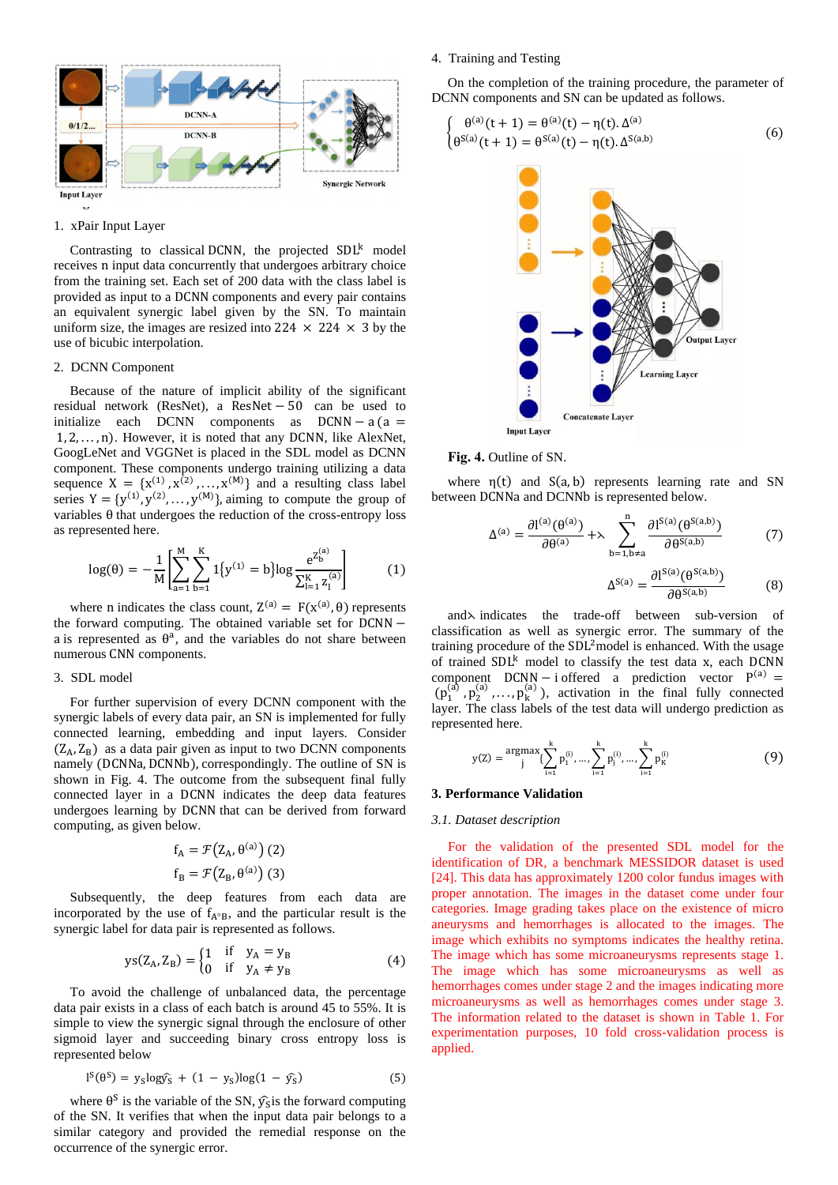1. xPair Input Layer

Contrasting to classical DCNN, the projected $SDL^k$ model receives n input data concurrently that undergoes arbitrary choice from the training set. Each set of 200 data with the class label is provided as input to a DCNN components and every pair contains an equivalent synergic label given by the SN. To maintain uniform size, the images are resized into $224 \times 224 \times 3$ by the use of bicubic interpolation.

2. DCNN Component

Because of the nature of implicit ability of the significant residual network (ResNet), a $\mathrm{ResNet}-50$ can be used to initialize each DCNN components as $\mathrm{DCNN}-a\,(a = 1,2,\ldots,n)$. However, it is noted that any DCNN, like AlexNet, GoogLeNet and VGGNet is placed in the SDL model as DCNN component. These components undergo training utilizing a data sequence $X = \{x^{(1)}, x^{(2)}, \ldots, x^{(M)}\}$ and a resulting class label series $Y = \{y^{(1)}, y^{(2)}, \ldots, y^{(M)}\}$, aiming to compute the group of variables θ that undergoes the reduction of the cross-entropy loss as represented here.

$$\log(\theta) = -\frac{1}{M}\left[\sum_{a=1}^{M}\sum_{b=1}^{K} 1\{y^{(1)} = b\}\log\frac{e^{z_b^{(a)}}}{\sum_{l=1}^{K} z_l^{(a)}}\right] \tag{1}$$

where n indicates the class count, $Z^{(a)} = F(x^{(a)}, \theta)$ represents the forward computing. The obtained variable set for $\mathrm{DCNN}-a$ is represented as $\theta^{a}$, and the variables do not share between numerous CNN components.

3. SDL model

For further supervision of every DCNN component with the synergic labels of every data pair, an SN is implemented for fully connected learning, embedding and input layers. Consider $(Z_A, Z_B)$ as a data pair given as input to two DCNN components namely (DCNNa, DCNNb), correspondingly. The outline of SN is shown in Fig. 4. The outcome from the subsequent final fully connected layer in a DCNN indicates the deep data features undergoes learning by DCNN that can be derived from forward computing, as given below.

$$f_A = \mathcal{F}(Z_A, \theta^{(a)}) \quad (2)$$

$$f_B = \mathcal{F}(Z_B, \theta^{(a)}) \quad (3)$$

Subsequently, the deep features from each data are incorporated by the use of $f_{A^\circ B}$, and the particular result is the synergic label for data pair is represented as follows.

$$ys(Z_A, Z_B) = \begin{cases} 1 & \text{if} \quad y_A = y_B \\ 0 & \text{if} \quad y_A \neq y_B \end{cases} \tag{4}$$

To avoid the challenge of unbalanced data, the percentage data pair exists in a class of each batch is around 45 to 55%. It is simple to view the synergic signal through the enclosure of other sigmoid layer and succeeding binary cross entropy loss is represented below

$$l^S(\theta^S) = y_S \log \hat{y}_S + (1 - y_S)\log(1 - \hat{y}_S) \tag{5}$$

where $\theta^S$ is the variable of the SN, $\hat{y}_S$ is the forward computing of the SN. It verifies that when the input data pair belongs to a similar category and provided the remedial response on the occurrence of the synergic error.

4. Training and Testing

On the completion of the training procedure, the parameter of DCNN components and SN can be updated as follows.

$$\begin{cases} \theta^{(a)}(t+1) = \theta^{(a)}(t) - \eta(t).\Delta^{(a)} \\ \theta^{S(a)}(t+1) = \theta^{S(a)}(t) - \eta(t).\Delta^{S(a,b)} \end{cases} \tag{6}$$

**Fig. 4.** Outline of SN.

where $\eta(t)$ and $S(a,b)$ represents learning rate and SN between DCNNa and DCNNb is represented below.

$$\Delta^{(a)} = \frac{\partial l^{(a)}(\theta^{(a)})}{\partial \theta^{(a)}} + \lambda \sum_{b=1, b\neq a}^{n} \frac{\partial l^{S(a)}(\theta^{S(a,b)})}{\partial \theta^{S(a,b)}} \tag{7}$$

$$\Delta^{S(a)} = \frac{\partial l^{S(a)}(\theta^{S(a,b)})}{\partial \theta^{S(a,b)}} \tag{8}$$

and λ indicates the trade-off between sub-version of classification as well as synergic error. The summary of the training procedure of the $SDL^2$model is enhanced. With the usage of trained $SDL^k$ model to classify the test data x, each DCNN component $\mathrm{DCNN}-i$ offered a prediction vector $P^{(a)} = (p_1^{(a)}, p_2^{(a)}, \ldots, p_K^{(a)})$, activation in the final fully connected layer. The class labels of the test data will undergo prediction as represented here.

$$y(Z) = \underset{j}{\operatorname{argmax}}\left\{\sum_{i=1}^{k} p_1^{(i)}, \ldots, \sum_{i=1}^{k} p_j^{(i)}, \ldots, \sum_{i=1}^{k} p_K^{(i)}\right\} \tag{9}$$

## 3. Performance Validation

### *3.1. Dataset description*

For the validation of the presented SDL model for the identification of DR, a benchmark MESSIDOR dataset is used [24]. This data has approximately 1200 color fundus images with proper annotation. The images in the dataset come under four categories. Image grading takes place on the existence of micro aneurysms and hemorrhages is allocated to the images. The image which exhibits no symptoms indicates the healthy retina. The image which has some microaneurysms represents stage 1. The image which has some microaneurysms as well as hemorrhages comes under stage 2 and the images indicating more microaneurysms as well as hemorrhages comes under stage 3. The information related to the dataset is shown in Table 1. For experimentation purposes, 10 fold cross-validation process is applied.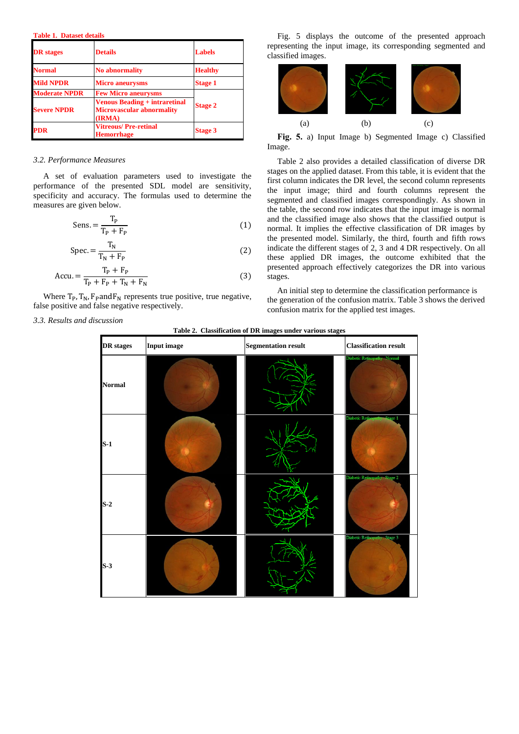**Table 1. Dataset details**

| DR stages | Details | Labels |
|---|---|---|
| Normal | No abnormality | Healthy |
| Mild NPDR | Micro aneurysms | Stage 1 |
| Moderate NPDR | Few Micro aneurysms | Stage 2 |
| Severe NPDR | Venous Beading + intraretinal Microvascular abnormality (IRMA) | |
| PDR | Vitreous/ Pre-retinal Hemorrhage | Stage 3 |

### 3.2. Performance Measures

A set of evaluation parameters used to investigate the performance of the presented SDL model are sensitivity, specificity and accuracy. The formulas used to determine the measures are given below.

$$\text{Sens.} = \frac{T_P}{T_P + F_P} \quad (1)$$

$$\text{Spec.} = \frac{T_N}{T_N + F_P} \quad (2)$$

$$\text{Accu.} = \frac{T_P + F_P}{T_P + F_P + T_N + F_N} \quad (3)$$

Where $T_P, T_N, F_P$ and $F_N$ represents true positive, true negative, false positive and false negative respectively.

### 3.3. Results and discussion

Fig. 5 displays the outcome of the presented approach representing the input image, its corresponding segmented and classified images.

(a) (b) (c)

**Fig. 5.** a) Input Image b) Segmented Image c) Classified Image.

Table 2 also provides a detailed classification of diverse DR stages on the applied dataset. From this table, it is evident that the first column indicates the DR level, the second column represents the input image; third and fourth columns represent the segmented and classified images correspondingly. As shown in the table, the second row indicates that the input image is normal and the classified image also shows that the classified output is normal. It implies the effective classification of DR images by the presented model. Similarly, the third, fourth and fifth rows indicate the different stages of 2, 3 and 4 DR respectively. On all these applied DR images, the outcome exhibited that the presented approach effectively categorizes the DR into various stages.

An initial step to determine the classification performance is the generation of the confusion matrix. Table 3 shows the derived confusion matrix for the applied test images.

**Table 2. Classification of DR images under various stages**

| DR stages | Input image | Segmentation result | Classification result |
|---|---|---|---|
| Normal | | | Diabetic Retinopathy : Normal |
| S-1 | | | Diabetic Retinopathy : Stage 1 |
| S-2 | | | Diabetic Retinopathy : Stage 2 |
| S-3 | | | Diabetic Retinopathy : Stage 3 |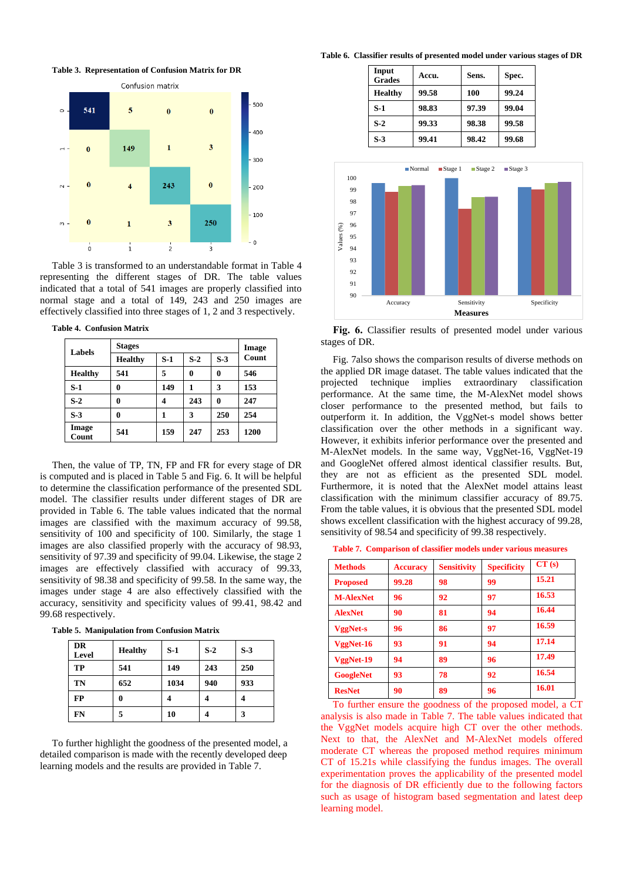**Table 3. Representation of Confusion Matrix for DR**

Table 3 is transformed to an understandable format in Table 4 representing the different stages of DR. The table values indicated that a total of 541 images are properly classified into normal stage and a total of 149, 243 and 250 images are effectively classified into three stages of 1, 2 and 3 respectively.

**Table 4. Confusion Matrix**

| Labels | Stages | | | | Image Count |
|---|---|---|---|---|---|
| | Healthy | S-1 | S-2 | S-3 | |
| Healthy | 541 | 5 | 0 | 0 | 546 |
| S-1 | 0 | 149 | 1 | 3 | 153 |
| S-2 | 0 | 4 | 243 | 0 | 247 |
| S-3 | 0 | 1 | 3 | 250 | 254 |
| Image Count | 541 | 159 | 247 | 253 | 1200 |

Then, the value of TP, TN, FP and FR for every stage of DR is computed and is placed in Table 5 and Fig. 6. It will be helpful to determine the classification performance of the presented SDL model. The classifier results under different stages of DR are provided in Table 6. The table values indicated that the normal images are classified with the maximum accuracy of 99.58, sensitivity of 100 and specificity of 100. Similarly, the stage 1 images are also classified properly with the accuracy of 98.93, sensitivity of 97.39 and specificity of 99.04. Likewise, the stage 2 images are effectively classified with accuracy of 99.33, sensitivity of 98.38 and specificity of 99.58. In the same way, the images under stage 4 are also effectively classified with the accuracy, sensitivity and specificity values of 99.41, 98.42 and 99.68 respectively.

**Table 5. Manipulation from Confusion Matrix**

| DR Level | Healthy | S-1 | S-2 | S-3 |
|---|---|---|---|---|
| TP | 541 | 149 | 243 | 250 |
| TN | 652 | 1034 | 940 | 933 |
| FP | 0 | 4 | 4 | 4 |
| FN | 5 | 10 | 4 | 3 |

To further highlight the goodness of the presented model, a detailed comparison is made with the recently developed deep learning models and the results are provided in Table 7.

**Table 6. Classifier results of presented model under various stages of DR**

| Input Grades | Accu. | Sens. | Spec. |
|---|---|---|---|
| Healthy | 99.58 | 100 | 99.24 |
| S-1 | 98.83 | 97.39 | 99.04 |
| S-2 | 99.33 | 98.38 | 99.58 |
| S-3 | 99.41 | 98.42 | 99.68 |

**Fig. 6.** Classifier results of presented model under various stages of DR.

Fig. 7also shows the comparison results of diverse methods on the applied DR image dataset. The table values indicated that the projected technique implies extraordinary classification performance. At the same time, the M-AlexNet model shows closer performance to the presented method, but fails to outperform it. In addition, the VggNet-s model shows better classification over the other methods in a significant way. However, it exhibits inferior performance over the presented and M-AlexNet models. In the same way, VggNet-16, VggNet-19 and GoogleNet offered almost identical classifier results. But, they are not as efficient as the presented SDL model. Furthermore, it is noted that the AlexNet model attains least classification with the minimum classifier accuracy of 89.75. From the table values, it is obvious that the presented SDL model shows excellent classification with the highest accuracy of 99.28, sensitivity of 98.54 and specificity of 99.38 respectively.

**Table 7. Comparison of classifier models under various measures**

| Methods | Accuracy | Sensitivity | Specificity | CT (s) |
|---|---|---|---|---|
| Proposed | 99.28 | 98 | 99 | 15.21 |
| M-AlexNet | 96 | 92 | 97 | 16.53 |
| AlexNet | 90 | 81 | 94 | 16.44 |
| VggNet-s | 96 | 86 | 97 | 16.59 |
| VggNet-16 | 93 | 91 | 94 | 17.14 |
| VggNet-19 | 94 | 89 | 96 | 17.49 |
| GoogleNet | 93 | 78 | 92 | 16.54 |
| ResNet | 90 | 89 | 96 | 16.01 |

To further ensure the goodness of the proposed model, a CT analysis is also made in Table 7. The table values indicated that the VggNet models acquire high CT over the other methods. Next to that, the AlexNet and M-AlexNet models offered moderate CT whereas the proposed method requires minimum CT of 15.21s while classifying the fundus images. The overall experimentation proves the applicability of the presented model for the diagnosis of DR efficiently due to the following factors such as usage of histogram based segmentation and latest deep learning model.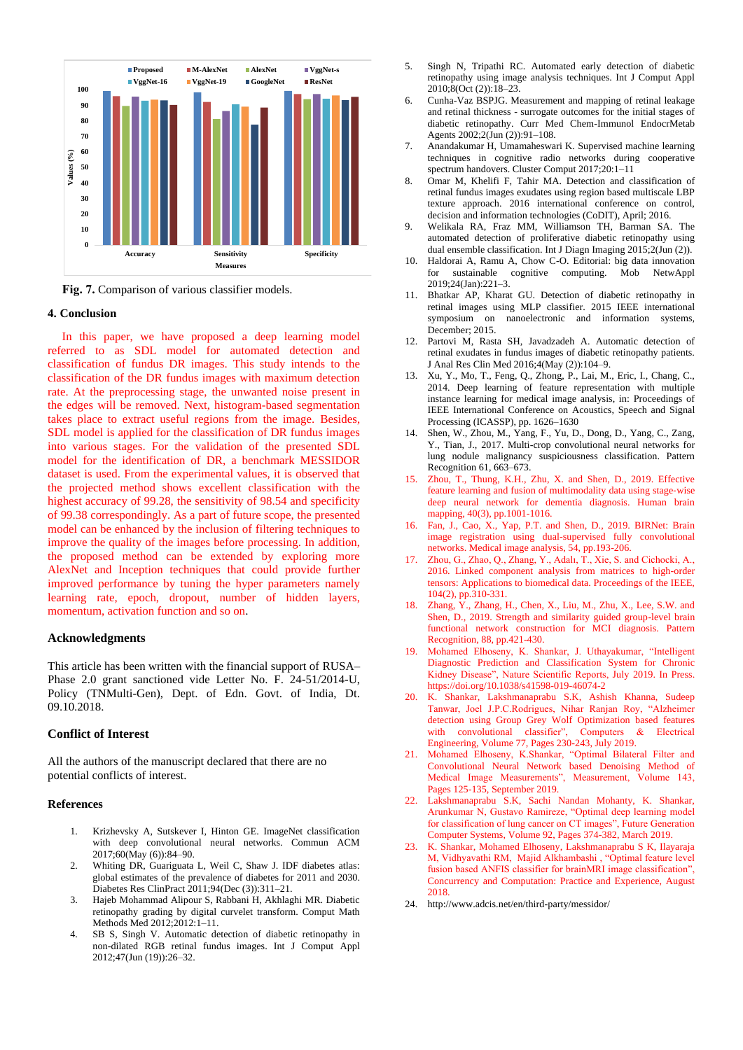Proposed
M-AlexNet
AlexNet
VggNet-s
VggNet-16
VggNet-19
GoogleNet
ResNet

100
90
80
70
60
50
40
30
20
10
0

Values (%)

Accuracy
Sensitivity
Specificity

Measures

**Fig. 7.** Comparison of various classifier models.

## 4. Conclusion

In this paper, we have proposed a deep learning model referred to as SDL model for automated detection and classification of fundus DR images. This study intends to the classification of the DR fundus images with maximum detection rate. At the preprocessing stage, the unwanted noise present in the edges will be removed. Next, histogram-based segmentation takes place to extract useful regions from the image. Besides, SDL model is applied for the classification of DR fundus images into various stages. For the validation of the presented SDL model for the identification of DR, a benchmark MESSIDOR dataset is used. From the experimental values, it is observed that the projected method shows excellent classification with the highest accuracy of 99.28, the sensitivity of 98.54 and specificity of 99.38 correspondingly. As a part of future scope, the presented model can be enhanced by the inclusion of filtering techniques to improve the quality of the images before processing. In addition, the proposed method can be extended by exploring more AlexNet and Inception techniques that could provide further improved performance by tuning the hyper parameters namely learning rate, epoch, dropout, number of hidden layers, momentum, activation function and so on.

## Acknowledgments

This article has been written with the financial support of RUSA–Phase 2.0 grant sanctioned vide Letter No. F. 24-51/2014-U, Policy (TNMulti-Gen), Dept. of Edn. Govt. of India, Dt. 09.10.2018.

## Conflict of Interest

All the authors of the manuscript declared that there are no potential conflicts of interest.

## References

1. Krizhevsky A, Sutskever I, Hinton GE. ImageNet classification with deep convolutional neural networks. Commun ACM 2017;60(May (6)):84–90.
2. Whiting DR, Guariguata L, Weil C, Shaw J. IDF diabetes atlas: global estimates of the prevalence of diabetes for 2011 and 2030. Diabetes Res ClinPract 2011;94(Dec (3)):311–21.
3. Hajeb Mohammad Alipour S, Rabbani H, Akhlaghi MR. Diabetic retinopathy grading by digital curvelet transform. Comput Math Methods Med 2012;2012:1–11.
4. SB S, Singh V. Automatic detection of diabetic retinopathy in non-dilated RGB retinal fundus images. Int J Comput Appl 2012;47(Jun (19)):26–32.
5. Singh N, Tripathi RC. Automated early detection of diabetic retinopathy using image analysis techniques. Int J Comput Appl 2010;8(Oct (2)):18–23.
6. Cunha-Vaz BSPJG. Measurement and mapping of retinal leakage and retinal thickness - surrogate outcomes for the initial stages of diabetic retinopathy. Curr Med Chem-Immunol EndocrMetab Agents 2002;2(Jun (2)):91–108.
7. Anandakumar H, Umamaheswari K. Supervised machine learning techniques in cognitive radio networks during cooperative spectrum handovers. Cluster Comput 2017;20:1–11
8. Omar M, Khelifi F, Tahir MA. Detection and classification of retinal fundus images exudates using region based multiscale LBP texture approach. 2016 international conference on control, decision and information technologies (CoDIT), April; 2016.
9. Welikala RA, Fraz MM, Williamson TH, Barman SA. The automated detection of proliferative diabetic retinopathy using dual ensemble classification. Int J Diagn Imaging 2015;2(Jun (2)).
10. Haldorai A, Ramu A, Chow C-O. Editorial: big data innovation for sustainable cognitive computing. Mob NetwAppl 2019;24(Jan):221–3.
11. Bhatkar AP, Kharat GU. Detection of diabetic retinopathy in retinal images using MLP classifier. 2015 IEEE international symposium on nanoelectronic and information systems, December; 2015.
12. Partovi M, Rasta SH, Javadzadeh A. Automatic detection of retinal exudates in fundus images of diabetic retinopathy patients. J Anal Res Clin Med 2016;4(May (2)):104–9.
13. Xu, Y., Mo, T., Feng, Q., Zhong, P., Lai, M., Eric, I., Chang, C., 2014. Deep learning of feature representation with multiple instance learning for medical image analysis, in: Proceedings of IEEE International Conference on Acoustics, Speech and Signal Processing (ICASSP), pp. 1626–1630
14. Shen, W., Zhou, M., Yang, F., Yu, D., Dong, D., Yang, C., Zang, Y., Tian, J., 2017. Multi-crop convolutional neural networks for lung nodule malignancy suspiciousness classification. Pattern Recognition 61, 663–673.
15. Zhou, T., Thung, K.H., Zhu, X. and Shen, D., 2019. Effective feature learning and fusion of multimodality data using stage-wise deep neural network for dementia diagnosis. Human brain mapping, 40(3), pp.1001-1016.
16. Fan, J., Cao, X., Yap, P.T. and Shen, D., 2019. BIRNet: Brain image registration using dual-supervised fully convolutional networks. Medical image analysis, 54, pp.193-206.
17. Zhou, G., Zhao, Q., Zhang, Y., Adalı, T., Xie, S. and Cichocki, A., 2016. Linked component analysis from matrices to high-order tensors: Applications to biomedical data. Proceedings of the IEEE, 104(2), pp.310-331.
18. Zhang, Y., Zhang, H., Chen, X., Liu, M., Zhu, X., Lee, S.W. and Shen, D., 2019. Strength and similarity guided group-level brain functional network construction for MCI diagnosis. Pattern Recognition, 88, pp.421-430.
19. Mohamed Elhoseny, K. Shankar, J. Uthayakumar, "Intelligent Diagnostic Prediction and Classification System for Chronic Kidney Disease", Nature Scientific Reports, July 2019. In Press. https://doi.org/10.1038/s41598-019-46074-2
20. K. Shankar, Lakshmanaprabu S.K, Ashish Khanna, Sudeep Tanwar, Joel J.P.C.Rodrigues, Nihar Ranjan Roy, "Alzheimer detection using Group Grey Wolf Optimization based features with convolutional classifier", Computers & Electrical Engineering, Volume 77, Pages 230-243, July 2019.
21. Mohamed Elhoseny, K.Shankar, "Optimal Bilateral Filter and Convolutional Neural Network based Denoising Method of Medical Image Measurements", Measurement, Volume 143, Pages 125-135, September 2019.
22. Lakshmanaprabu S.K, Sachi Nandan Mohanty, K. Shankar, Arunkumar N, Gustavo Ramireze, "Optimal deep learning model for classification of lung cancer on CT images", Future Generation Computer Systems, Volume 92, Pages 374-382, March 2019.
23. K. Shankar, Mohamed Elhoseny, Lakshmanaprabu S K, Ilayaraja M, Vidhyavathi RM, Majid Alkhambashi , "Optimal feature level fusion based ANFIS classifier for brainMRI image classification", Concurrency and Computation: Practice and Experience, August 2018.
24. http://www.adcis.net/en/third-party/messidor/